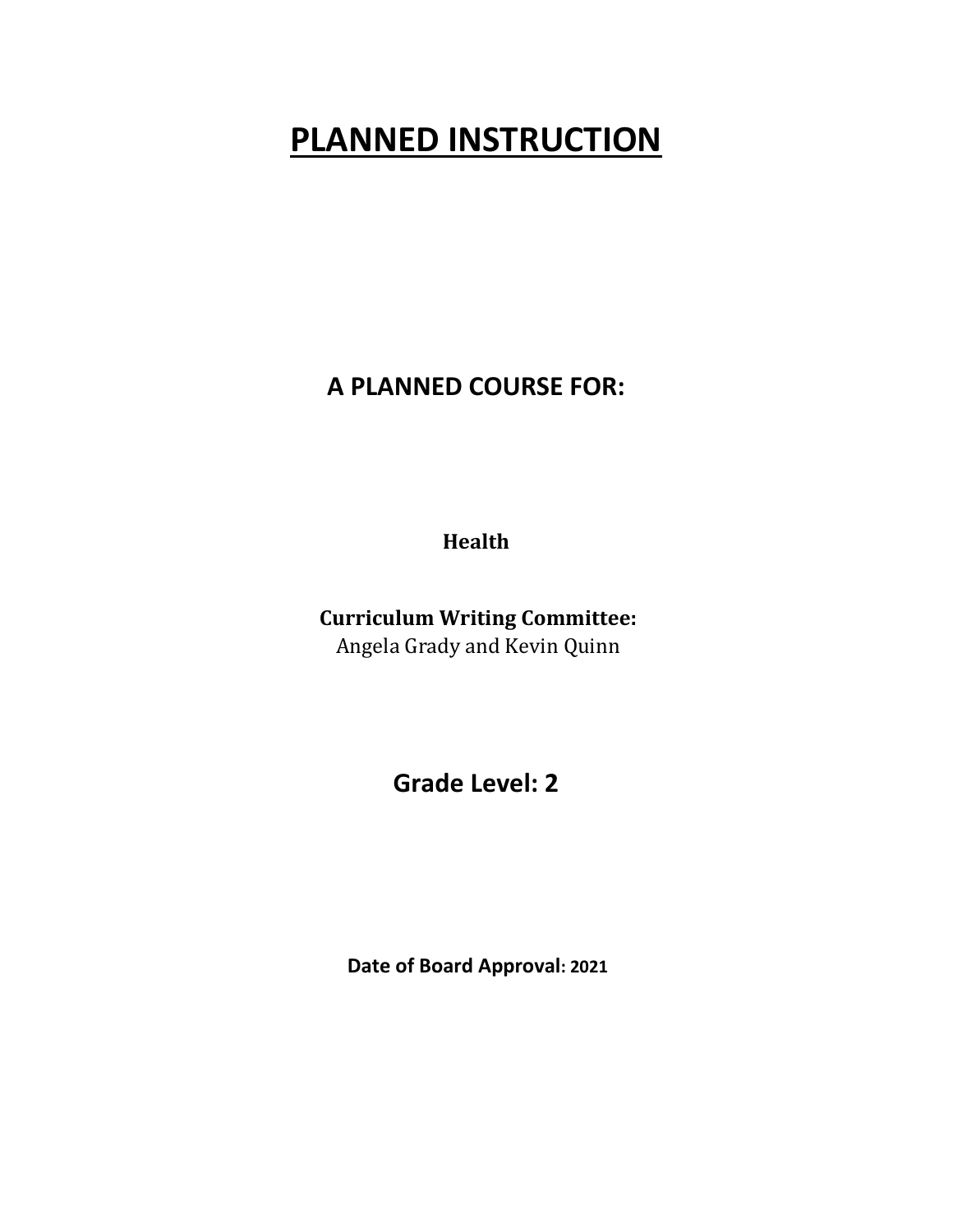# PLANNED INSTRUCTION

## A PLANNED COURSE FOR:

**Health**

**Curriculum Writing Committee:**
Angela Grady and Kevin Quinn

## Grade Level: 2

**Date of Board Approval: 2021**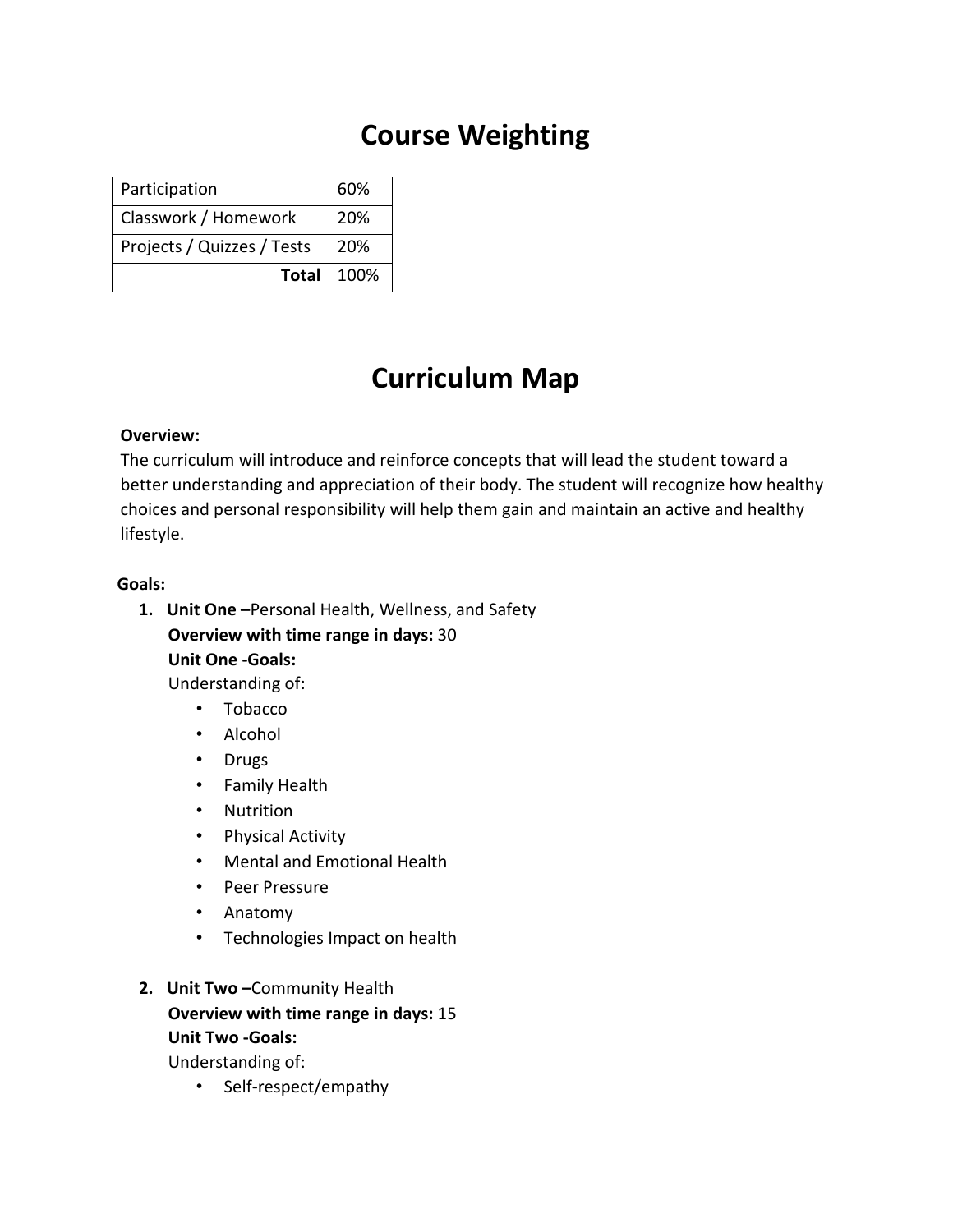# Course Weighting

| Participation | 60% |
|---|---|
| Classwork / Homework | 20% |
| Projects / Quizzes / Tests | 20% |
| **Total** | 100% |

# Curriculum Map

**Overview:**
The curriculum will introduce and reinforce concepts that will lead the student toward a better understanding and appreciation of their body. The student will recognize how healthy choices and personal responsibility will help them gain and maintain an active and healthy lifestyle.

**Goals:**

1. **Unit One –**Personal Health, Wellness, and Safety
   **Overview with time range in days:** 30
   **Unit One -Goals:**
   Understanding of:
   - Tobacco
   - Alcohol
   - Drugs
   - Family Health
   - Nutrition
   - Physical Activity
   - Mental and Emotional Health
   - Peer Pressure
   - Anatomy
   - Technologies Impact on health

2. **Unit Two –**Community Health
   **Overview with time range in days:** 15
   **Unit Two -Goals:**
   Understanding of:
   - Self-respect/empathy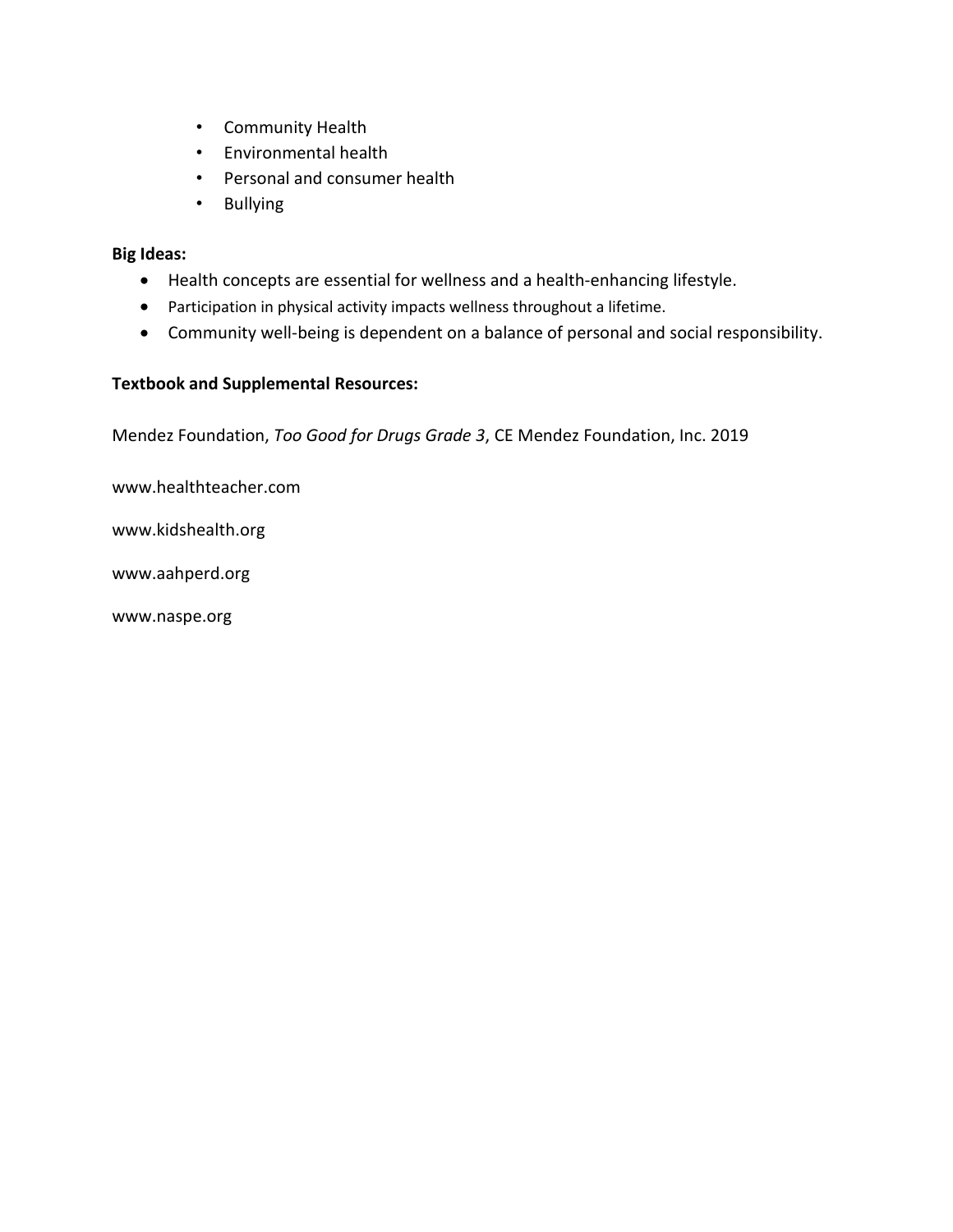- Community Health
- Environmental health
- Personal and consumer health
- Bullying

**Big Ideas:**

- Health concepts are essential for wellness and a health-enhancing lifestyle.
- Participation in physical activity impacts wellness throughout a lifetime.
- Community well-being is dependent on a balance of personal and social responsibility.

**Textbook and Supplemental Resources:**

Mendez Foundation, *Too Good for Drugs Grade 3*, CE Mendez Foundation, Inc. 2019

www.healthteacher.com

www.kidshealth.org

www.aahperd.org

www.naspe.org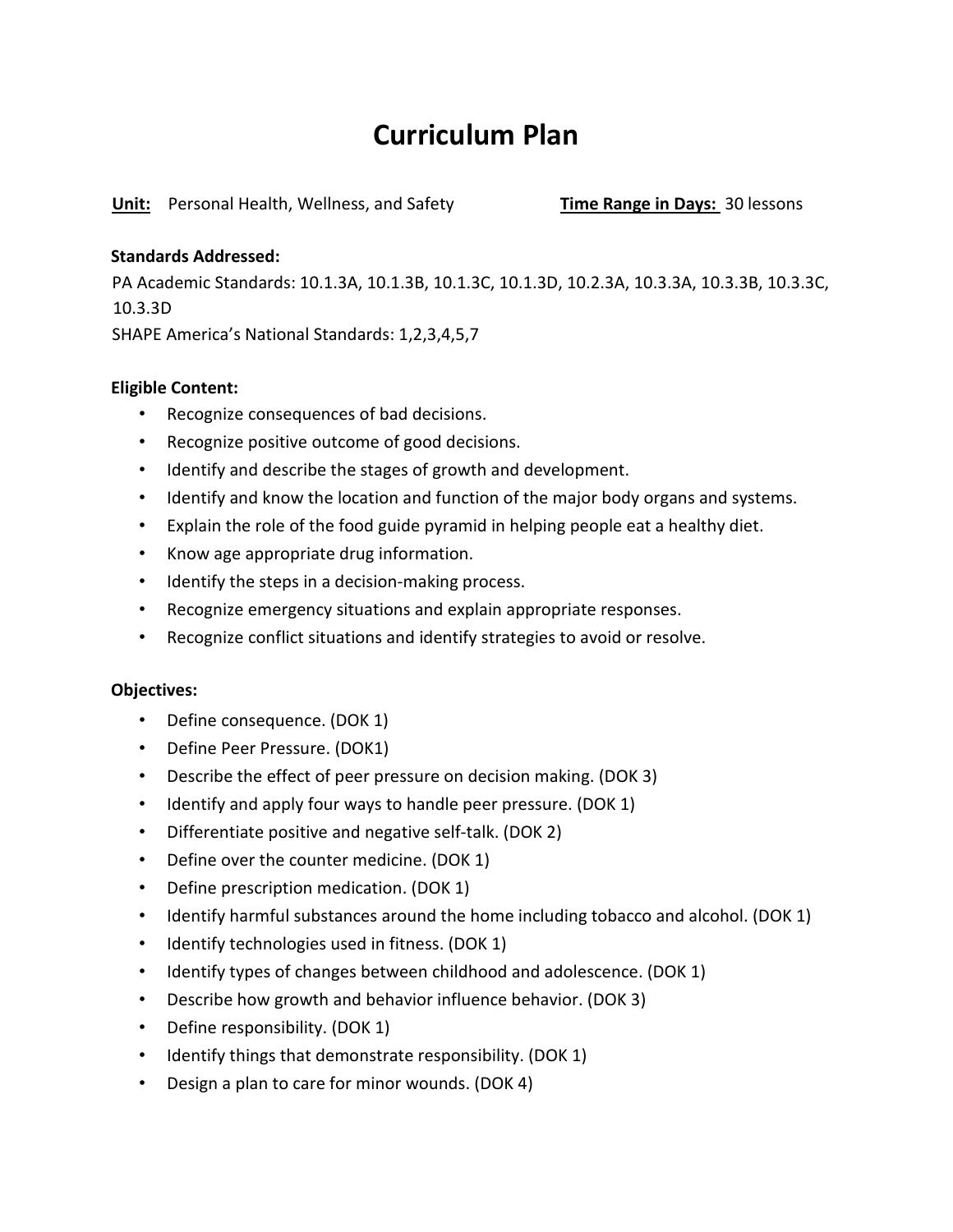# Curriculum Plan

**Unit:** Personal Health, Wellness, and Safety **Time Range in Days:** 30 lessons

**Standards Addressed:**

PA Academic Standards: 10.1.3A, 10.1.3B, 10.1.3C, 10.1.3D, 10.2.3A, 10.3.3A, 10.3.3B, 10.3.3C, 10.3.3D

SHAPE America's National Standards: 1,2,3,4,5,7

**Eligible Content:**

- Recognize consequences of bad decisions.
- Recognize positive outcome of good decisions.
- Identify and describe the stages of growth and development.
- Identify and know the location and function of the major body organs and systems.
- Explain the role of the food guide pyramid in helping people eat a healthy diet.
- Know age appropriate drug information.
- Identify the steps in a decision-making process.
- Recognize emergency situations and explain appropriate responses.
- Recognize conflict situations and identify strategies to avoid or resolve.

**Objectives:**

- Define consequence. (DOK 1)
- Define Peer Pressure. (DOK1)
- Describe the effect of peer pressure on decision making. (DOK 3)
- Identify and apply four ways to handle peer pressure. (DOK 1)
- Differentiate positive and negative self-talk. (DOK 2)
- Define over the counter medicine. (DOK 1)
- Define prescription medication. (DOK 1)
- Identify harmful substances around the home including tobacco and alcohol. (DOK 1)
- Identify technologies used in fitness. (DOK 1)
- Identify types of changes between childhood and adolescence. (DOK 1)
- Describe how growth and behavior influence behavior. (DOK 3)
- Define responsibility. (DOK 1)
- Identify things that demonstrate responsibility. (DOK 1)
- Design a plan to care for minor wounds. (DOK 4)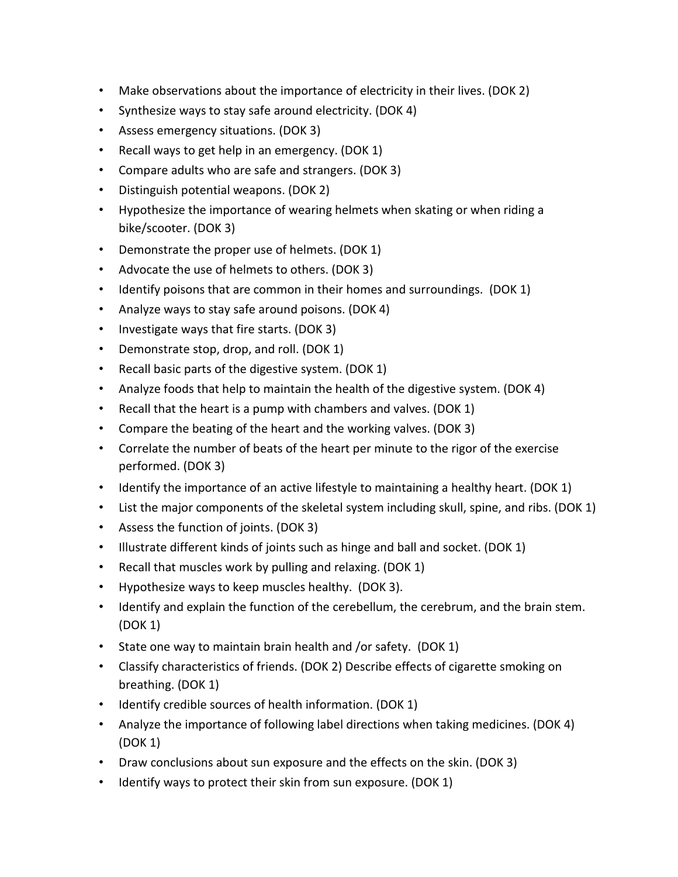- Make observations about the importance of electricity in their lives. (DOK 2)
- Synthesize ways to stay safe around electricity. (DOK 4)
- Assess emergency situations. (DOK 3)
- Recall ways to get help in an emergency. (DOK 1)
- Compare adults who are safe and strangers. (DOK 3)
- Distinguish potential weapons. (DOK 2)
- Hypothesize the importance of wearing helmets when skating or when riding a bike/scooter. (DOK 3)
- Demonstrate the proper use of helmets. (DOK 1)
- Advocate the use of helmets to others. (DOK 3)
- Identify poisons that are common in their homes and surroundings. (DOK 1)
- Analyze ways to stay safe around poisons. (DOK 4)
- Investigate ways that fire starts. (DOK 3)
- Demonstrate stop, drop, and roll. (DOK 1)
- Recall basic parts of the digestive system. (DOK 1)
- Analyze foods that help to maintain the health of the digestive system. (DOK 4)
- Recall that the heart is a pump with chambers and valves. (DOK 1)
- Compare the beating of the heart and the working valves. (DOK 3)
- Correlate the number of beats of the heart per minute to the rigor of the exercise performed. (DOK 3)
- Identify the importance of an active lifestyle to maintaining a healthy heart. (DOK 1)
- List the major components of the skeletal system including skull, spine, and ribs. (DOK 1)
- Assess the function of joints. (DOK 3)
- Illustrate different kinds of joints such as hinge and ball and socket. (DOK 1)
- Recall that muscles work by pulling and relaxing. (DOK 1)
- Hypothesize ways to keep muscles healthy. (DOK 3).
- Identify and explain the function of the cerebellum, the cerebrum, and the brain stem. (DOK 1)
- State one way to maintain brain health and /or safety. (DOK 1)
- Classify characteristics of friends. (DOK 2) Describe effects of cigarette smoking on breathing. (DOK 1)
- Identify credible sources of health information. (DOK 1)
- Analyze the importance of following label directions when taking medicines. (DOK 4) (DOK 1)
- Draw conclusions about sun exposure and the effects on the skin. (DOK 3)
- Identify ways to protect their skin from sun exposure. (DOK 1)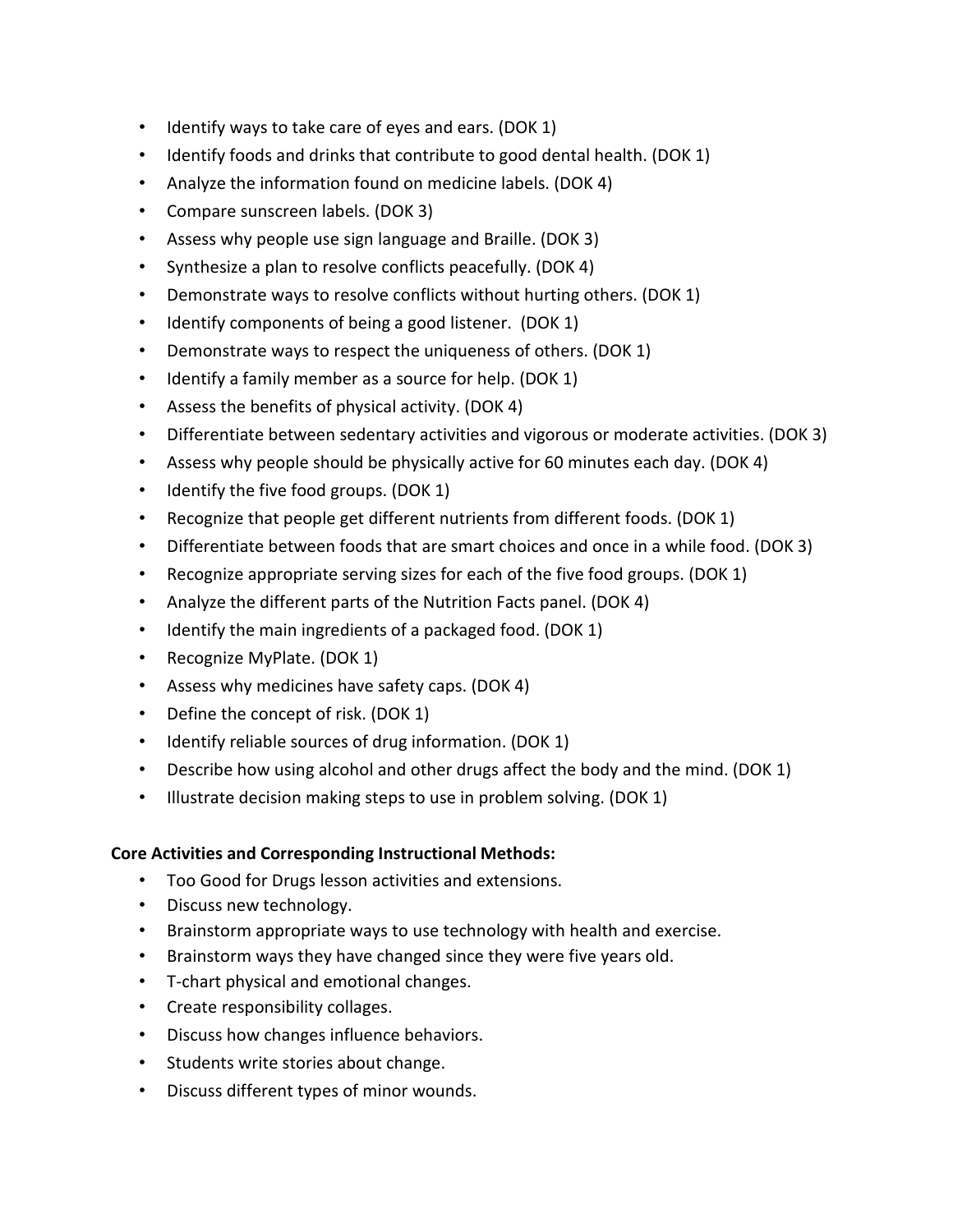- Identify ways to take care of eyes and ears. (DOK 1)
- Identify foods and drinks that contribute to good dental health. (DOK 1)
- Analyze the information found on medicine labels. (DOK 4)
- Compare sunscreen labels. (DOK 3)
- Assess why people use sign language and Braille. (DOK 3)
- Synthesize a plan to resolve conflicts peacefully. (DOK 4)
- Demonstrate ways to resolve conflicts without hurting others. (DOK 1)
- Identify components of being a good listener. (DOK 1)
- Demonstrate ways to respect the uniqueness of others. (DOK 1)
- Identify a family member as a source for help. (DOK 1)
- Assess the benefits of physical activity. (DOK 4)
- Differentiate between sedentary activities and vigorous or moderate activities. (DOK 3)
- Assess why people should be physically active for 60 minutes each day. (DOK 4)
- Identify the five food groups. (DOK 1)
- Recognize that people get different nutrients from different foods. (DOK 1)
- Differentiate between foods that are smart choices and once in a while food. (DOK 3)
- Recognize appropriate serving sizes for each of the five food groups. (DOK 1)
- Analyze the different parts of the Nutrition Facts panel. (DOK 4)
- Identify the main ingredients of a packaged food. (DOK 1)
- Recognize MyPlate. (DOK 1)
- Assess why medicines have safety caps. (DOK 4)
- Define the concept of risk. (DOK 1)
- Identify reliable sources of drug information. (DOK 1)
- Describe how using alcohol and other drugs affect the body and the mind. (DOK 1)
- Illustrate decision making steps to use in problem solving. (DOK 1)

**Core Activities and Corresponding Instructional Methods:**

- Too Good for Drugs lesson activities and extensions.
- Discuss new technology.
- Brainstorm appropriate ways to use technology with health and exercise.
- Brainstorm ways they have changed since they were five years old.
- T-chart physical and emotional changes.
- Create responsibility collages.
- Discuss how changes influence behaviors.
- Students write stories about change.
- Discuss different types of minor wounds.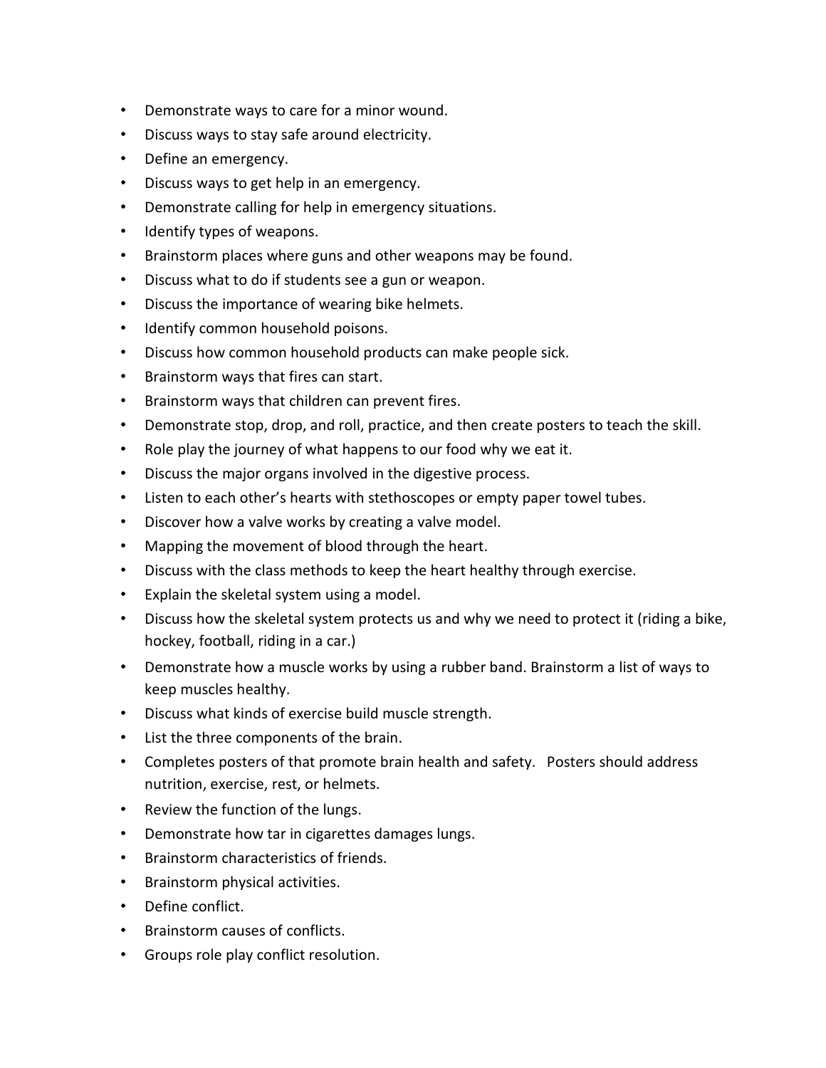- Demonstrate ways to care for a minor wound.
- Discuss ways to stay safe around electricity.
- Define an emergency.
- Discuss ways to get help in an emergency.
- Demonstrate calling for help in emergency situations.
- Identify types of weapons.
- Brainstorm places where guns and other weapons may be found.
- Discuss what to do if students see a gun or weapon.
- Discuss the importance of wearing bike helmets.
- Identify common household poisons.
- Discuss how common household products can make people sick.
- Brainstorm ways that fires can start.
- Brainstorm ways that children can prevent fires.
- Demonstrate stop, drop, and roll, practice, and then create posters to teach the skill.
- Role play the journey of what happens to our food why we eat it.
- Discuss the major organs involved in the digestive process.
- Listen to each other's hearts with stethoscopes or empty paper towel tubes.
- Discover how a valve works by creating a valve model.
- Mapping the movement of blood through the heart.
- Discuss with the class methods to keep the heart healthy through exercise.
- Explain the skeletal system using a model.
- Discuss how the skeletal system protects us and why we need to protect it (riding a bike, hockey, football, riding in a car.)
- Demonstrate how a muscle works by using a rubber band. Brainstorm a list of ways to keep muscles healthy.
- Discuss what kinds of exercise build muscle strength.
- List the three components of the brain.
- Completes posters of that promote brain health and safety. Posters should address nutrition, exercise, rest, or helmets.
- Review the function of the lungs.
- Demonstrate how tar in cigarettes damages lungs.
- Brainstorm characteristics of friends.
- Brainstorm physical activities.
- Define conflict.
- Brainstorm causes of conflicts.
- Groups role play conflict resolution.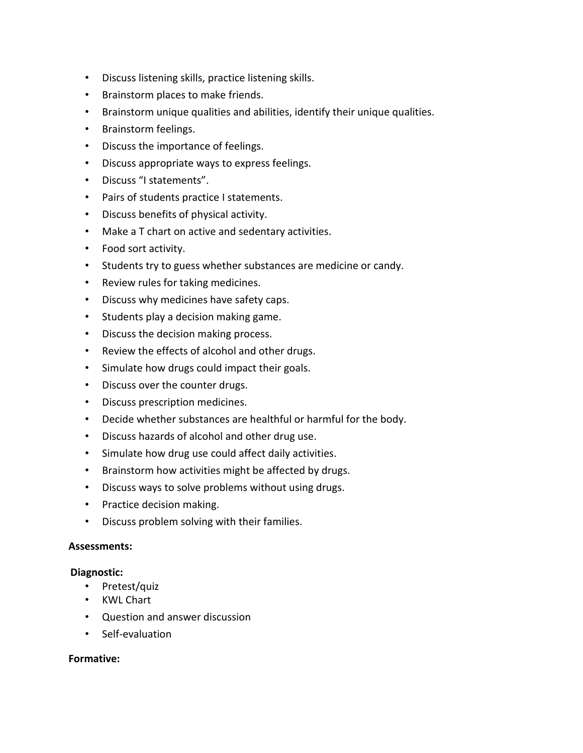- Discuss listening skills, practice listening skills.
- Brainstorm places to make friends.
- Brainstorm unique qualities and abilities, identify their unique qualities.
- Brainstorm feelings.
- Discuss the importance of feelings.
- Discuss appropriate ways to express feelings.
- Discuss "I statements".
- Pairs of students practice I statements.
- Discuss benefits of physical activity.
- Make a T chart on active and sedentary activities.
- Food sort activity.
- Students try to guess whether substances are medicine or candy.
- Review rules for taking medicines.
- Discuss why medicines have safety caps.
- Students play a decision making game.
- Discuss the decision making process.
- Review the effects of alcohol and other drugs.
- Simulate how drugs could impact their goals.
- Discuss over the counter drugs.
- Discuss prescription medicines.
- Decide whether substances are healthful or harmful for the body.
- Discuss hazards of alcohol and other drug use.
- Simulate how drug use could affect daily activities.
- Brainstorm how activities might be affected by drugs.
- Discuss ways to solve problems without using drugs.
- Practice decision making.
- Discuss problem solving with their families.

**Assessments:**

**Diagnostic:**

- Pretest/quiz
- KWL Chart
- Question and answer discussion
- Self-evaluation

**Formative:**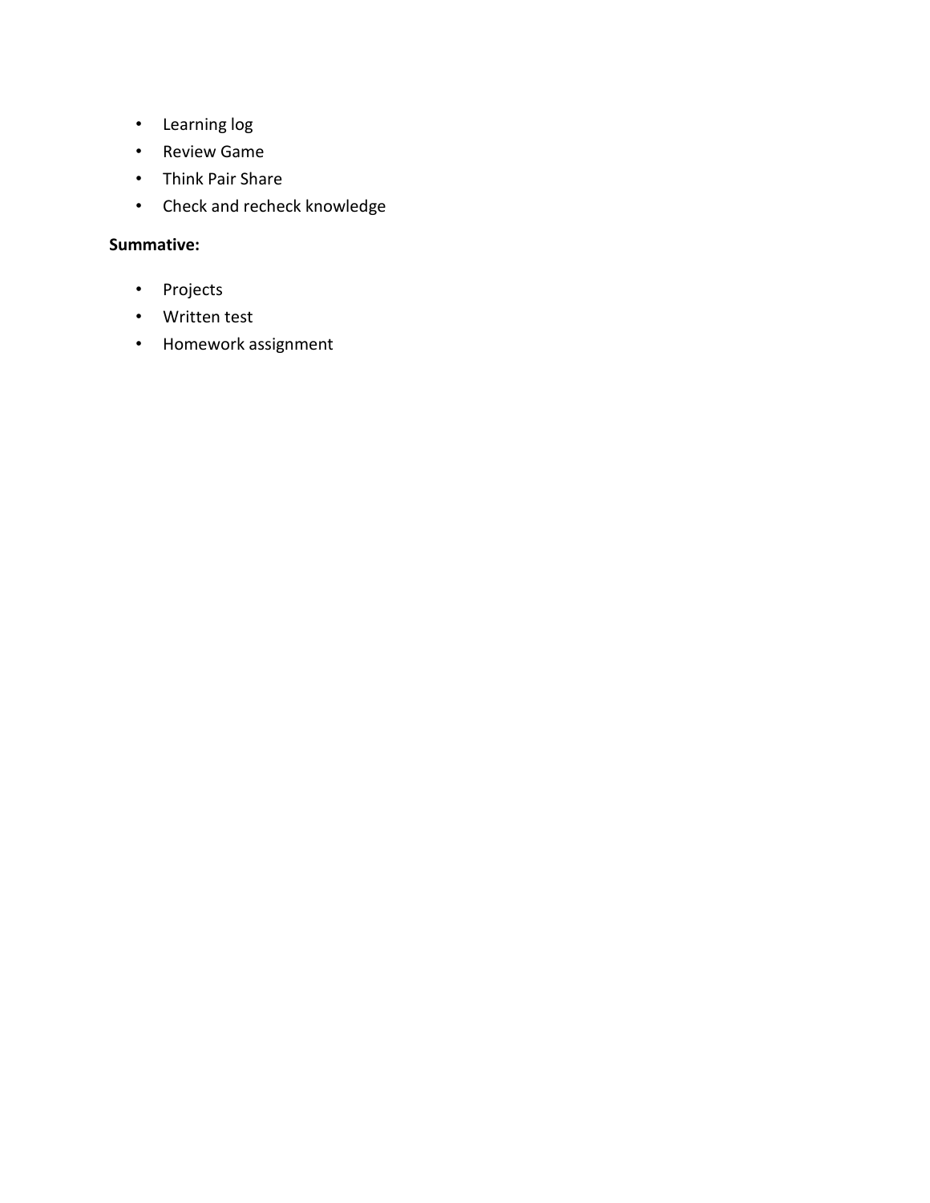- Learning log
- Review Game
- Think Pair Share
- Check and recheck knowledge

**Summative:**

- Projects
- Written test
- Homework assignment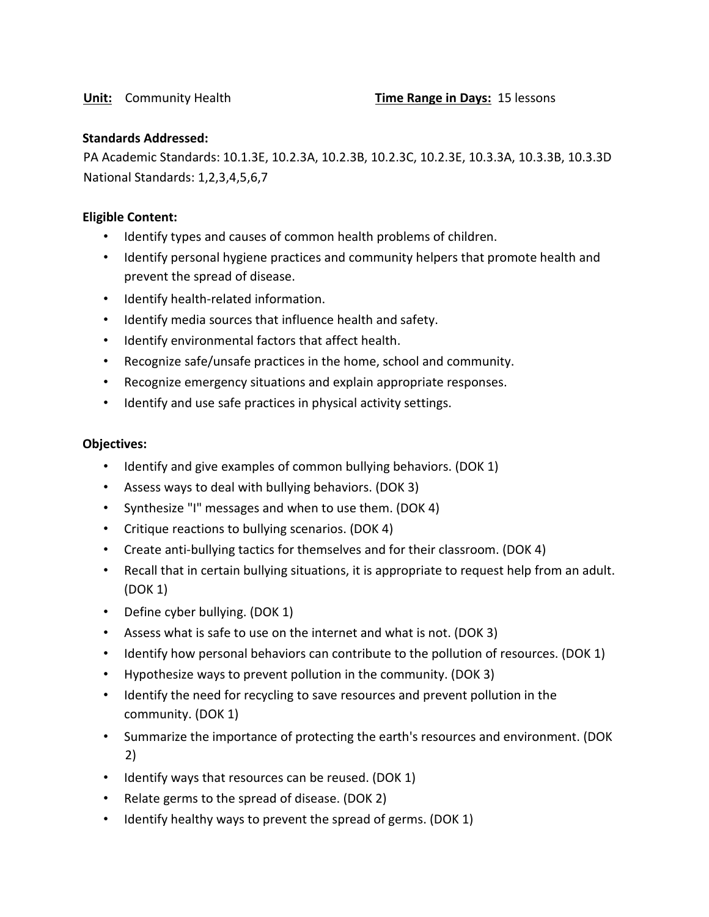**Unit:** Community Health **Time Range in Days:** 15 lessons

**Standards Addressed:**

PA Academic Standards: 10.1.3E, 10.2.3A, 10.2.3B, 10.2.3C, 10.2.3E, 10.3.3A, 10.3.3B, 10.3.3D

National Standards: 1,2,3,4,5,6,7

**Eligible Content:**

- Identify types and causes of common health problems of children.
- Identify personal hygiene practices and community helpers that promote health and prevent the spread of disease.
- Identify health-related information.
- Identify media sources that influence health and safety.
- Identify environmental factors that affect health.
- Recognize safe/unsafe practices in the home, school and community.
- Recognize emergency situations and explain appropriate responses.
- Identify and use safe practices in physical activity settings.

**Objectives:**

- Identify and give examples of common bullying behaviors. (DOK 1)
- Assess ways to deal with bullying behaviors. (DOK 3)
- Synthesize "I" messages and when to use them. (DOK 4)
- Critique reactions to bullying scenarios. (DOK 4)
- Create anti-bullying tactics for themselves and for their classroom. (DOK 4)
- Recall that in certain bullying situations, it is appropriate to request help from an adult. (DOK 1)
- Define cyber bullying. (DOK 1)
- Assess what is safe to use on the internet and what is not. (DOK 3)
- Identify how personal behaviors can contribute to the pollution of resources. (DOK 1)
- Hypothesize ways to prevent pollution in the community. (DOK 3)
- Identify the need for recycling to save resources and prevent pollution in the community. (DOK 1)
- Summarize the importance of protecting the earth's resources and environment. (DOK 2)
- Identify ways that resources can be reused. (DOK 1)
- Relate germs to the spread of disease. (DOK 2)
- Identify healthy ways to prevent the spread of germs. (DOK 1)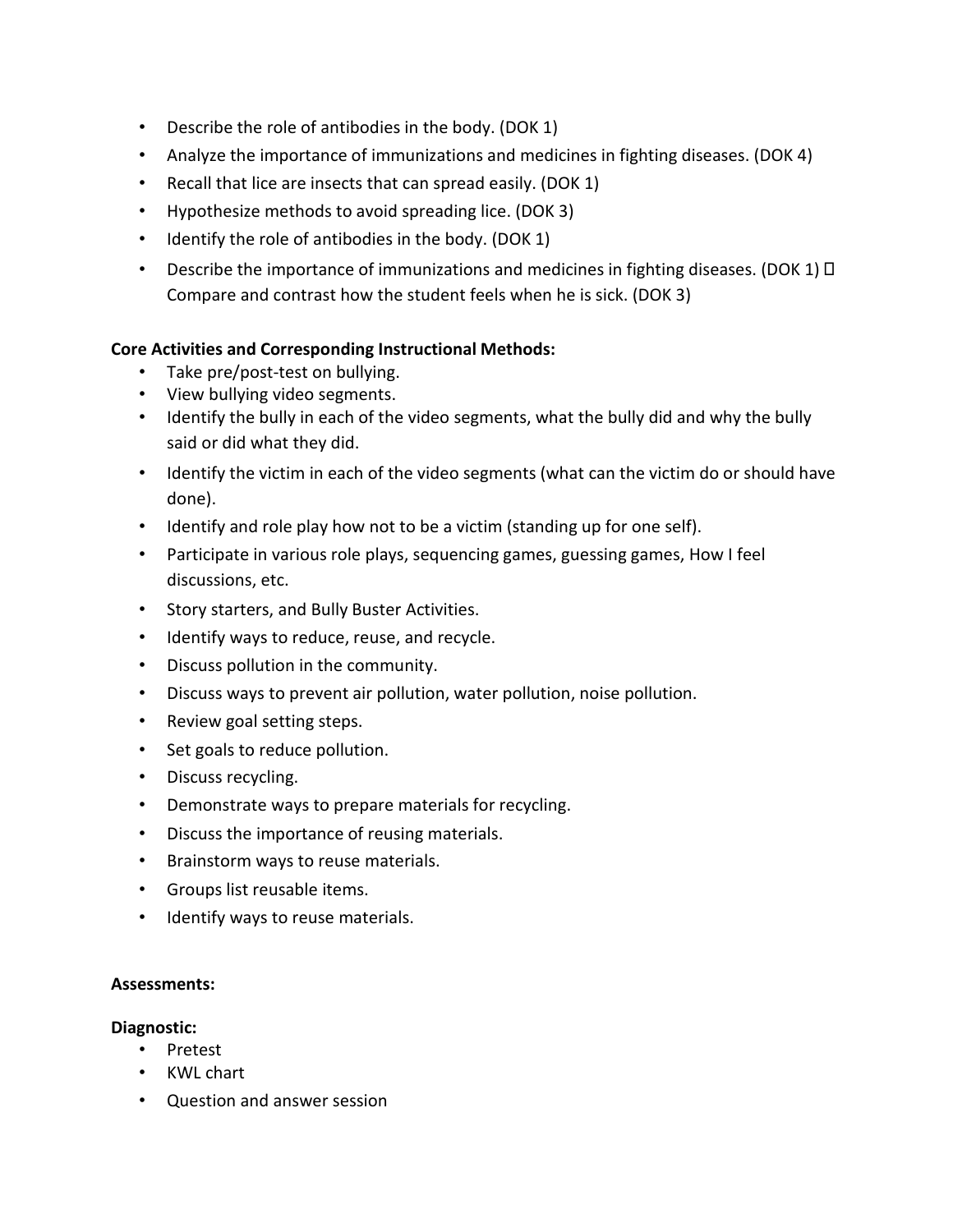- Describe the role of antibodies in the body. (DOK 1)
- Analyze the importance of immunizations and medicines in fighting diseases. (DOK 4)
- Recall that lice are insects that can spread easily. (DOK 1)
- Hypothesize methods to avoid spreading lice. (DOK 3)
- Identify the role of antibodies in the body. (DOK 1)
- Describe the importance of immunizations and medicines in fighting diseases. (DOK 1)  Compare and contrast how the student feels when he is sick. (DOK 3)

**Core Activities and Corresponding Instructional Methods:**

- Take pre/post-test on bullying.
- View bullying video segments.
- Identify the bully in each of the video segments, what the bully did and why the bully said or did what they did.
- Identify the victim in each of the video segments (what can the victim do or should have done).
- Identify and role play how not to be a victim (standing up for one self).
- Participate in various role plays, sequencing games, guessing games, How I feel discussions, etc.
- Story starters, and Bully Buster Activities.
- Identify ways to reduce, reuse, and recycle.
- Discuss pollution in the community.
- Discuss ways to prevent air pollution, water pollution, noise pollution.
- Review goal setting steps.
- Set goals to reduce pollution.
- Discuss recycling.
- Demonstrate ways to prepare materials for recycling.
- Discuss the importance of reusing materials.
- Brainstorm ways to reuse materials.
- Groups list reusable items.
- Identify ways to reuse materials.

**Assessments:**

**Diagnostic:**

- Pretest
- KWL chart
- Question and answer session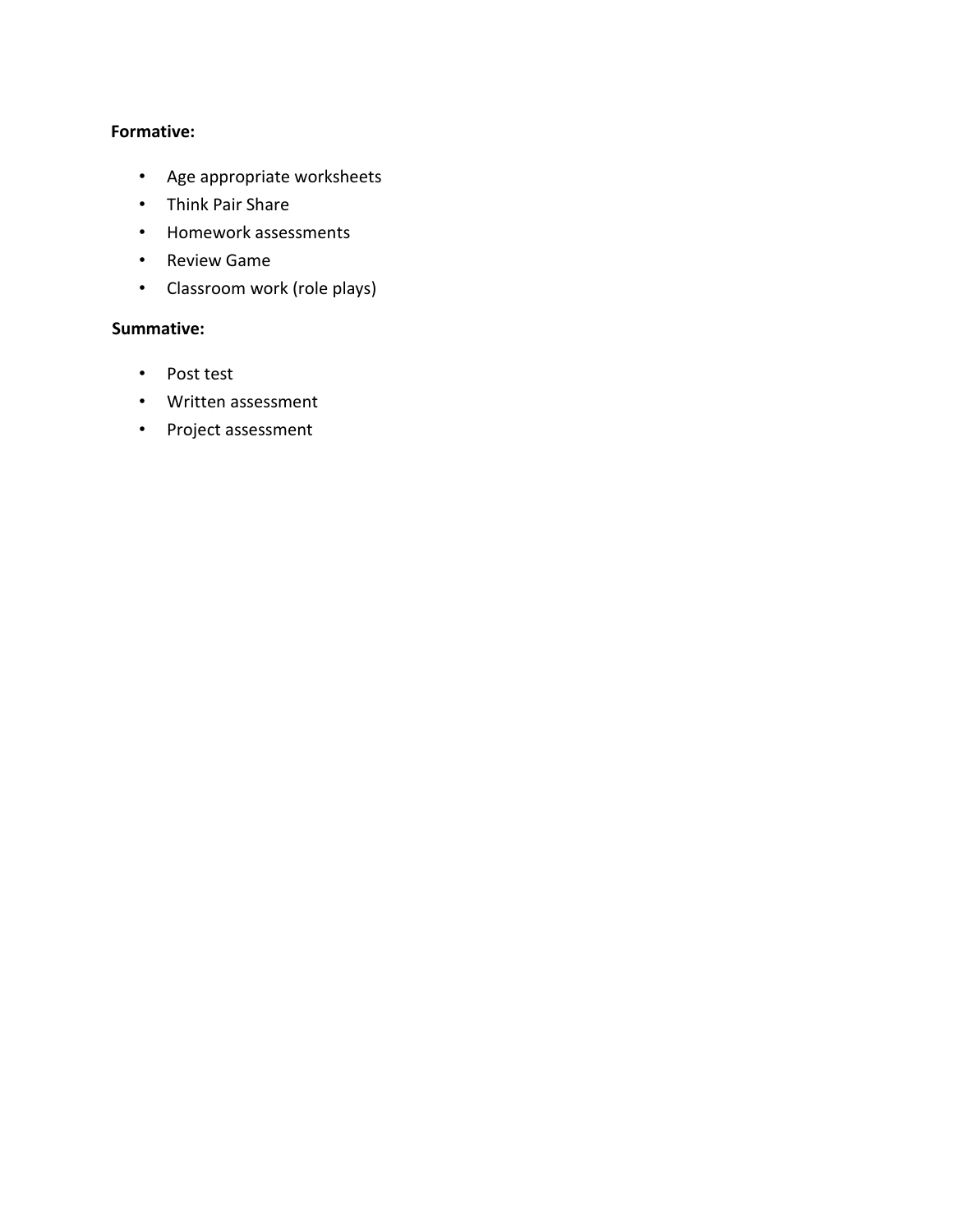**Formative:**

- Age appropriate worksheets
- Think Pair Share
- Homework assessments
- Review Game
- Classroom work (role plays)

**Summative:**

- Post test
- Written assessment
- Project assessment